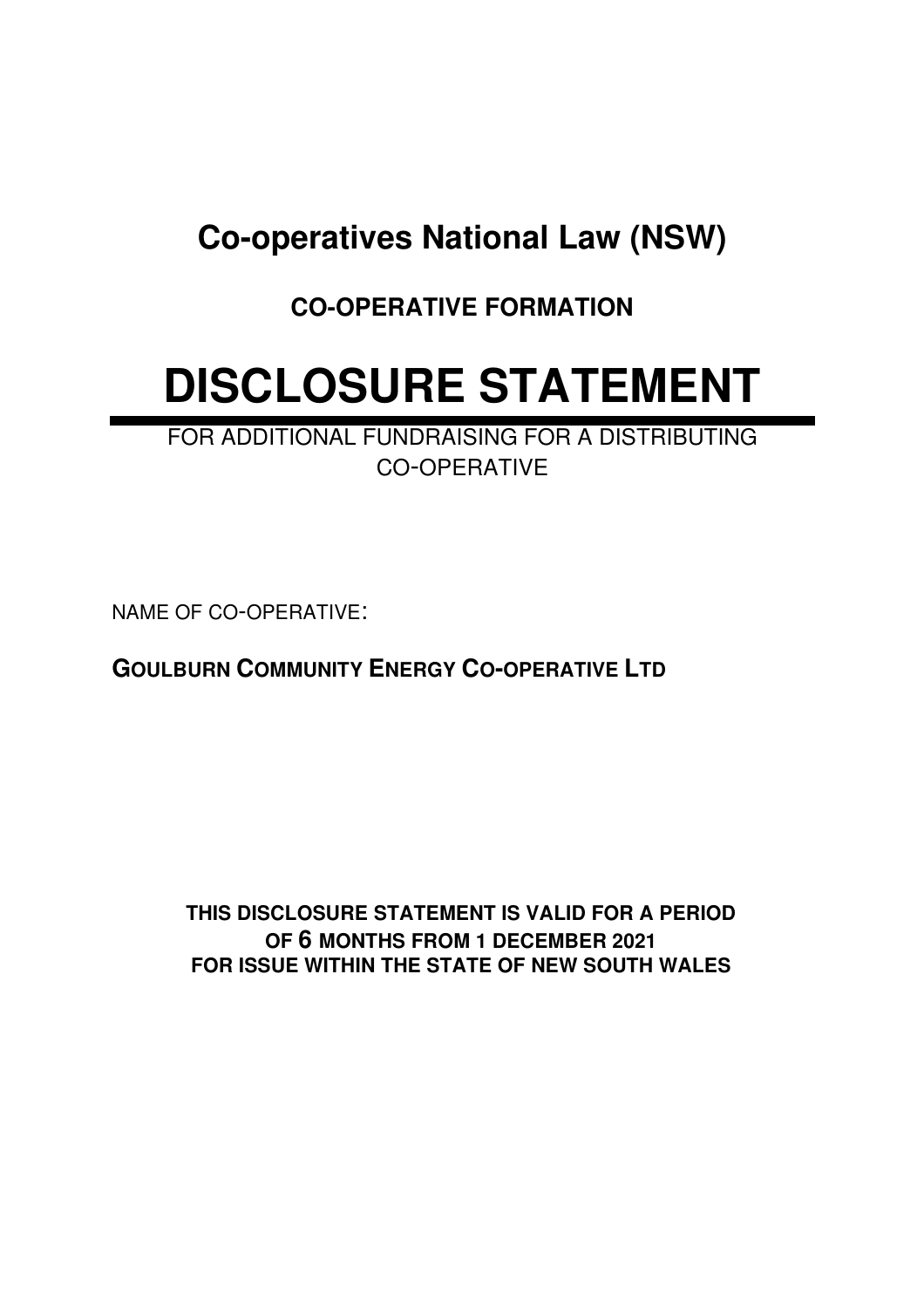# Co-operatives National Law (NSW)

## CO-OPERATIVE FORMATION

# DISCLOSURE STATEMENT

FOR ADDITIONAL FUNDRAISING FOR A DISTRIBUTING CO-OPERATIVE

NAME OF CO-OPERATIVE:

**GOULBURN COMMUNITY ENERGY CO-OPERATIVE LTD**

**THIS DISCLOSURE STATEMENT IS VALID FOR A PERIOD OF 6 MONTHS FROM 1 DECEMBER 2021 FOR ISSUE WITHIN THE STATE OF NEW SOUTH WALES**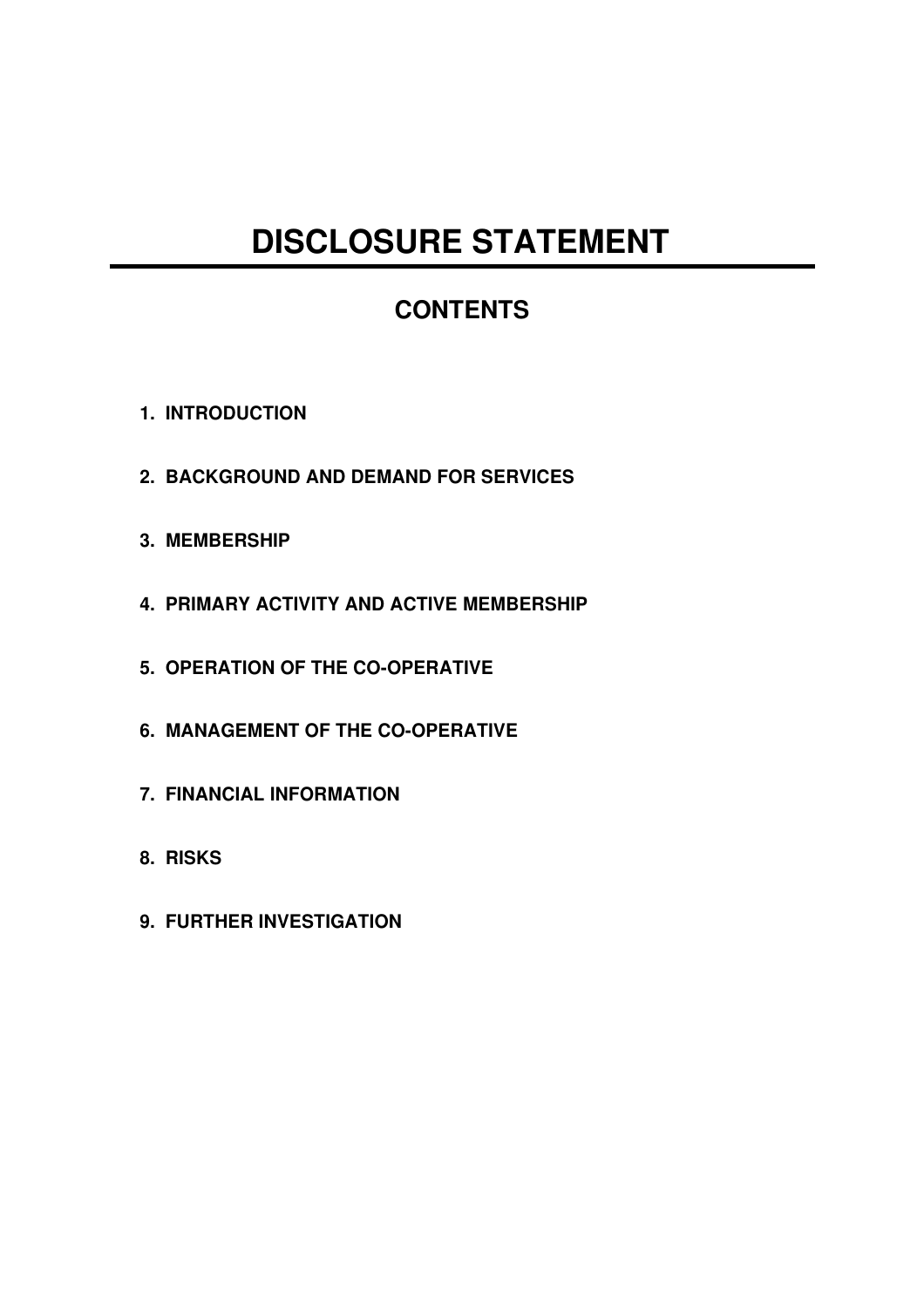# DISCLOSURE STATEMENT

## CONTENTS

1. **INTRODUCTION**
2. **BACKGROUND AND DEMAND FOR SERVICES**
3. **MEMBERSHIP**
4. **PRIMARY ACTIVITY AND ACTIVE MEMBERSHIP**
5. **OPERATION OF THE CO-OPERATIVE**
6. **MANAGEMENT OF THE CO-OPERATIVE**
7. **FINANCIAL INFORMATION**
8. **RISKS**
9. **FURTHER INVESTIGATION**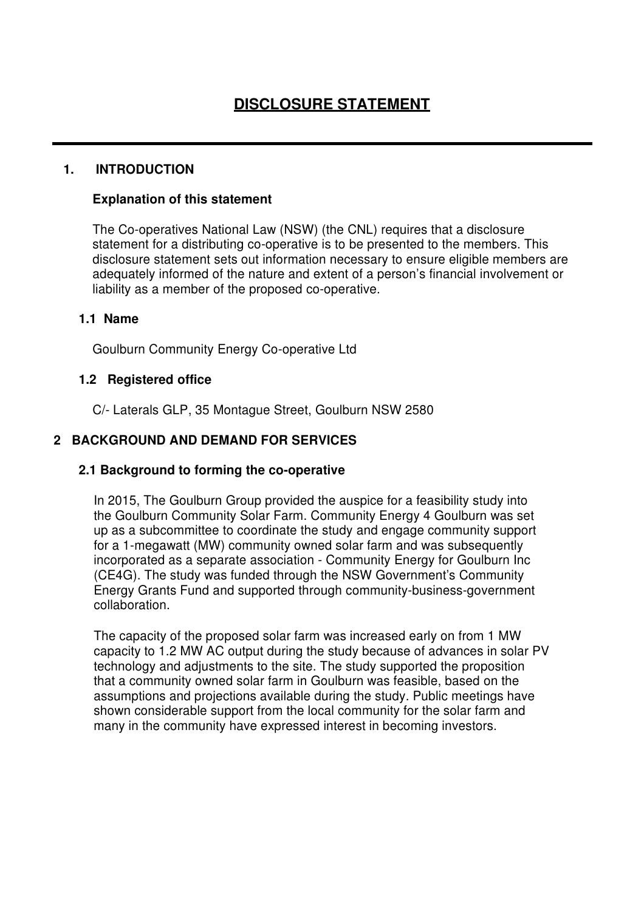# DISCLOSURE STATEMENT

---

## 1. INTRODUCTION

### Explanation of this statement

The Co-operatives National Law (NSW) (the CNL) requires that a disclosure statement for a distributing co-operative is to be presented to the members. This disclosure statement sets out information necessary to ensure eligible members are adequately informed of the nature and extent of a person's financial involvement or liability as a member of the proposed co-operative.

### 1.1 Name

Goulburn Community Energy Co-operative Ltd

### 1.2 Registered office

C/- Laterals GLP, 35 Montague Street, Goulburn NSW 2580

## 2 BACKGROUND AND DEMAND FOR SERVICES

### 2.1 Background to forming the co-operative

In 2015, The Goulburn Group provided the auspice for a feasibility study into the Goulburn Community Solar Farm. Community Energy 4 Goulburn was set up as a subcommittee to coordinate the study and engage community support for a 1-megawatt (MW) community owned solar farm and was subsequently incorporated as a separate association - Community Energy for Goulburn Inc (CE4G). The study was funded through the NSW Government's Community Energy Grants Fund and supported through community-business-government collaboration.

The capacity of the proposed solar farm was increased early on from 1 MW capacity to 1.2 MW AC output during the study because of advances in solar PV technology and adjustments to the site. The study supported the proposition that a community owned solar farm in Goulburn was feasible, based on the assumptions and projections available during the study. Public meetings have shown considerable support from the local community for the solar farm and many in the community have expressed interest in becoming investors.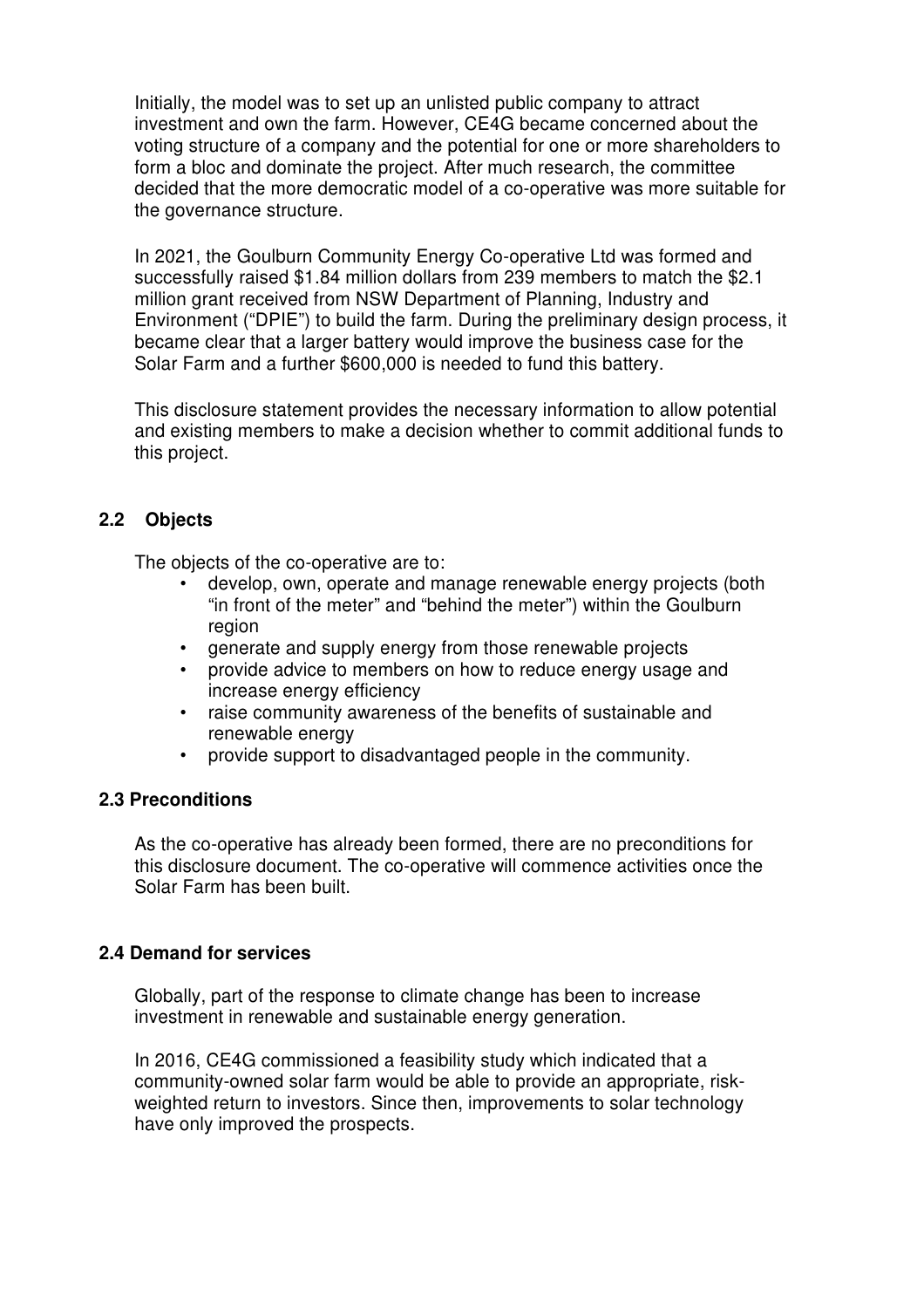Initially, the model was to set up an unlisted public company to attract investment and own the farm. However, CE4G became concerned about the voting structure of a company and the potential for one or more shareholders to form a bloc and dominate the project. After much research, the committee decided that the more democratic model of a co-operative was more suitable for the governance structure.

In 2021, the Goulburn Community Energy Co-operative Ltd was formed and successfully raised $1.84 million dollars from 239 members to match the $2.1 million grant received from NSW Department of Planning, Industry and Environment ("DPIE") to build the farm. During the preliminary design process, it became clear that a larger battery would improve the business case for the Solar Farm and a further $600,000 is needed to fund this battery.

This disclosure statement provides the necessary information to allow potential and existing members to make a decision whether to commit additional funds to this project.

### 2.2 Objects

The objects of the co-operative are to:

- develop, own, operate and manage renewable energy projects (both "in front of the meter" and "behind the meter") within the Goulburn region
- generate and supply energy from those renewable projects
- provide advice to members on how to reduce energy usage and increase energy efficiency
- raise community awareness of the benefits of sustainable and renewable energy
- provide support to disadvantaged people in the community.

### 2.3 Preconditions

As the co-operative has already been formed, there are no preconditions for this disclosure document. The co-operative will commence activities once the Solar Farm has been built.

### 2.4 Demand for services

Globally, part of the response to climate change has been to increase investment in renewable and sustainable energy generation.

In 2016, CE4G commissioned a feasibility study which indicated that a community-owned solar farm would be able to provide an appropriate, risk-weighted return to investors. Since then, improvements to solar technology have only improved the prospects.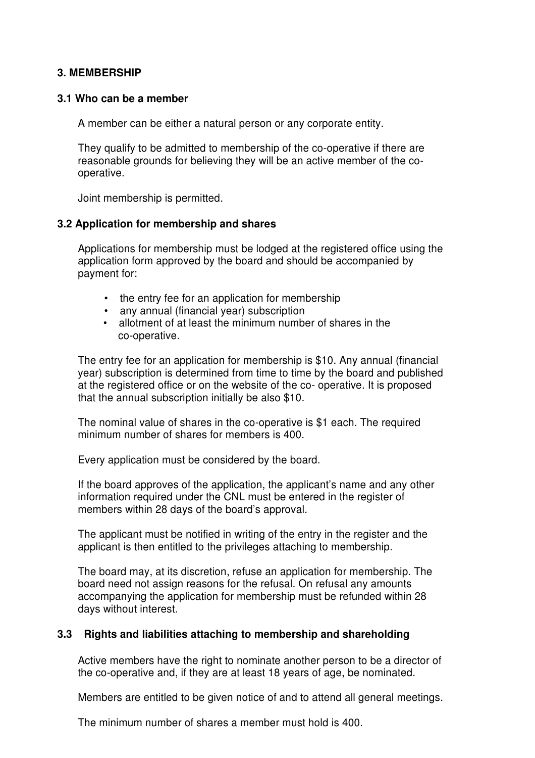## 3. MEMBERSHIP

### 3.1 Who can be a member

A member can be either a natural person or any corporate entity.

They qualify to be admitted to membership of the co-operative if there are reasonable grounds for believing they will be an active member of the co-operative.

Joint membership is permitted.

### 3.2 Application for membership and shares

Applications for membership must be lodged at the registered office using the application form approved by the board and should be accompanied by payment for:

- the entry fee for an application for membership
- any annual (financial year) subscription
- allotment of at least the minimum number of shares in the co-operative.

The entry fee for an application for membership is $10. Any annual (financial year) subscription is determined from time to time by the board and published at the registered office or on the website of the co- operative. It is proposed that the annual subscription initially be also $10.

The nominal value of shares in the co-operative is $1 each. The required minimum number of shares for members is 400.

Every application must be considered by the board.

If the board approves of the application, the applicant's name and any other information required under the CNL must be entered in the register of members within 28 days of the board's approval.

The applicant must be notified in writing of the entry in the register and the applicant is then entitled to the privileges attaching to membership.

The board may, at its discretion, refuse an application for membership. The board need not assign reasons for the refusal. On refusal any amounts accompanying the application for membership must be refunded within 28 days without interest.

### 3.3 Rights and liabilities attaching to membership and shareholding

Active members have the right to nominate another person to be a director of the co-operative and, if they are at least 18 years of age, be nominated.

Members are entitled to be given notice of and to attend all general meetings.

The minimum number of shares a member must hold is 400.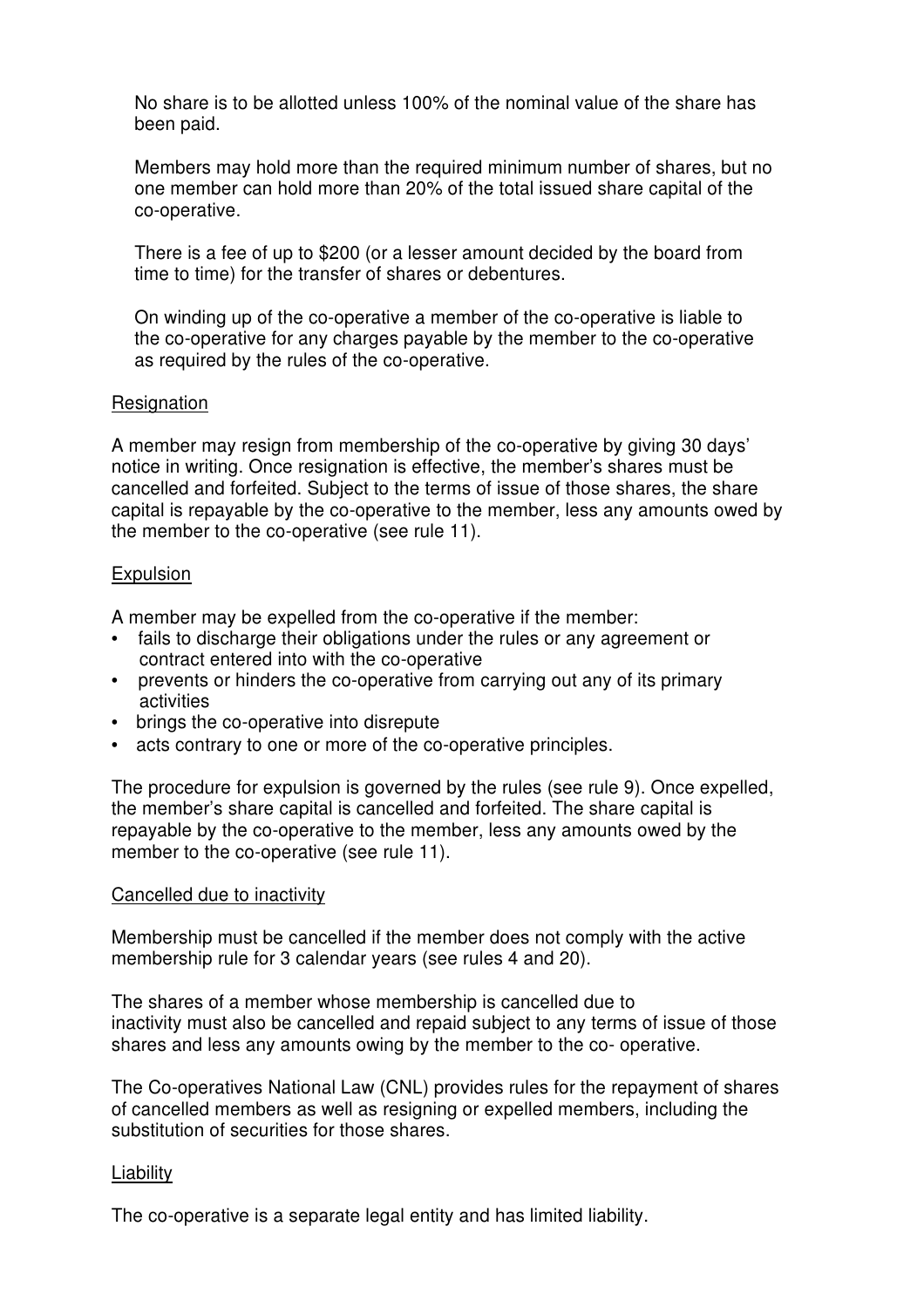No share is to be allotted unless 100% of the nominal value of the share has been paid.

Members may hold more than the required minimum number of shares, but no one member can hold more than 20% of the total issued share capital of the co-operative.

There is a fee of up to $200 (or a lesser amount decided by the board from time to time) for the transfer of shares or debentures.

On winding up of the co-operative a member of the co-operative is liable to the co-operative for any charges payable by the member to the co-operative as required by the rules of the co-operative.

<u>Resignation</u>

A member may resign from membership of the co-operative by giving 30 days' notice in writing. Once resignation is effective, the member's shares must be cancelled and forfeited. Subject to the terms of issue of those shares, the share capital is repayable by the co-operative to the member, less any amounts owed by the member to the co-operative (see rule 11).

<u>Expulsion</u>

A member may be expelled from the co-operative if the member:

- fails to discharge their obligations under the rules or any agreement or contract entered into with the co-operative
- prevents or hinders the co-operative from carrying out any of its primary activities
- brings the co-operative into disrepute
- acts contrary to one or more of the co-operative principles.

The procedure for expulsion is governed by the rules (see rule 9). Once expelled, the member's share capital is cancelled and forfeited. The share capital is repayable by the co-operative to the member, less any amounts owed by the member to the co-operative (see rule 11).

<u>Cancelled due to inactivity</u>

Membership must be cancelled if the member does not comply with the active membership rule for 3 calendar years (see rules 4 and 20).

The shares of a member whose membership is cancelled due to inactivity must also be cancelled and repaid subject to any terms of issue of those shares and less any amounts owing by the member to the co- operative.

The Co-operatives National Law (CNL) provides rules for the repayment of shares of cancelled members as well as resigning or expelled members, including the substitution of securities for those shares.

<u>Liability</u>

The co-operative is a separate legal entity and has limited liability.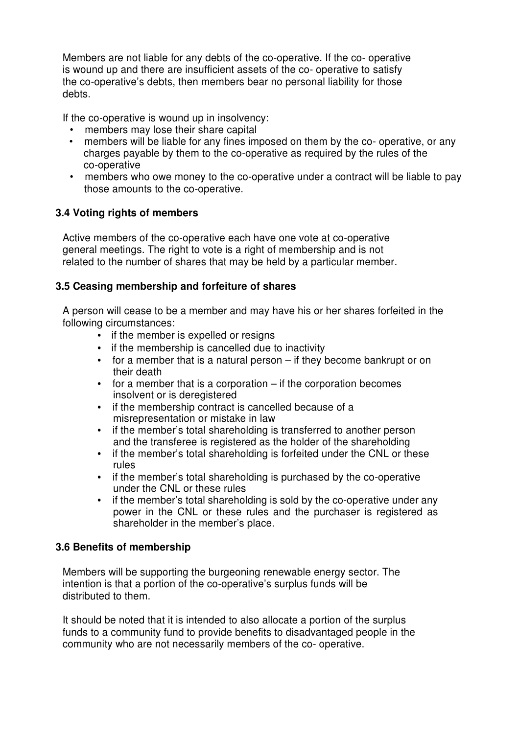Members are not liable for any debts of the co-operative. If the co- operative is wound up and there are insufficient assets of the co- operative to satisfy the co-operative's debts, then members bear no personal liability for those debts.

If the co-operative is wound up in insolvency:

- members may lose their share capital
- members will be liable for any fines imposed on them by the co- operative, or any charges payable by them to the co-operative as required by the rules of the co-operative
- members who owe money to the co-operative under a contract will be liable to pay those amounts to the co-operative.

### 3.4 Voting rights of members

Active members of the co-operative each have one vote at co-operative general meetings. The right to vote is a right of membership and is not related to the number of shares that may be held by a particular member.

### 3.5 Ceasing membership and forfeiture of shares

A person will cease to be a member and may have his or her shares forfeited in the following circumstances:

- if the member is expelled or resigns
- if the membership is cancelled due to inactivity
- for a member that is a natural person – if they become bankrupt or on their death
- for a member that is a corporation – if the corporation becomes insolvent or is deregistered
- if the membership contract is cancelled because of a misrepresentation or mistake in law
- if the member's total shareholding is transferred to another person and the transferee is registered as the holder of the shareholding
- if the member's total shareholding is forfeited under the CNL or these rules
- if the member's total shareholding is purchased by the co-operative under the CNL or these rules
- if the member's total shareholding is sold by the co-operative under any power in the CNL or these rules and the purchaser is registered as shareholder in the member's place.

### 3.6 Benefits of membership

Members will be supporting the burgeoning renewable energy sector. The intention is that a portion of the co-operative's surplus funds will be distributed to them.

It should be noted that it is intended to also allocate a portion of the surplus funds to a community fund to provide benefits to disadvantaged people in the community who are not necessarily members of the co- operative.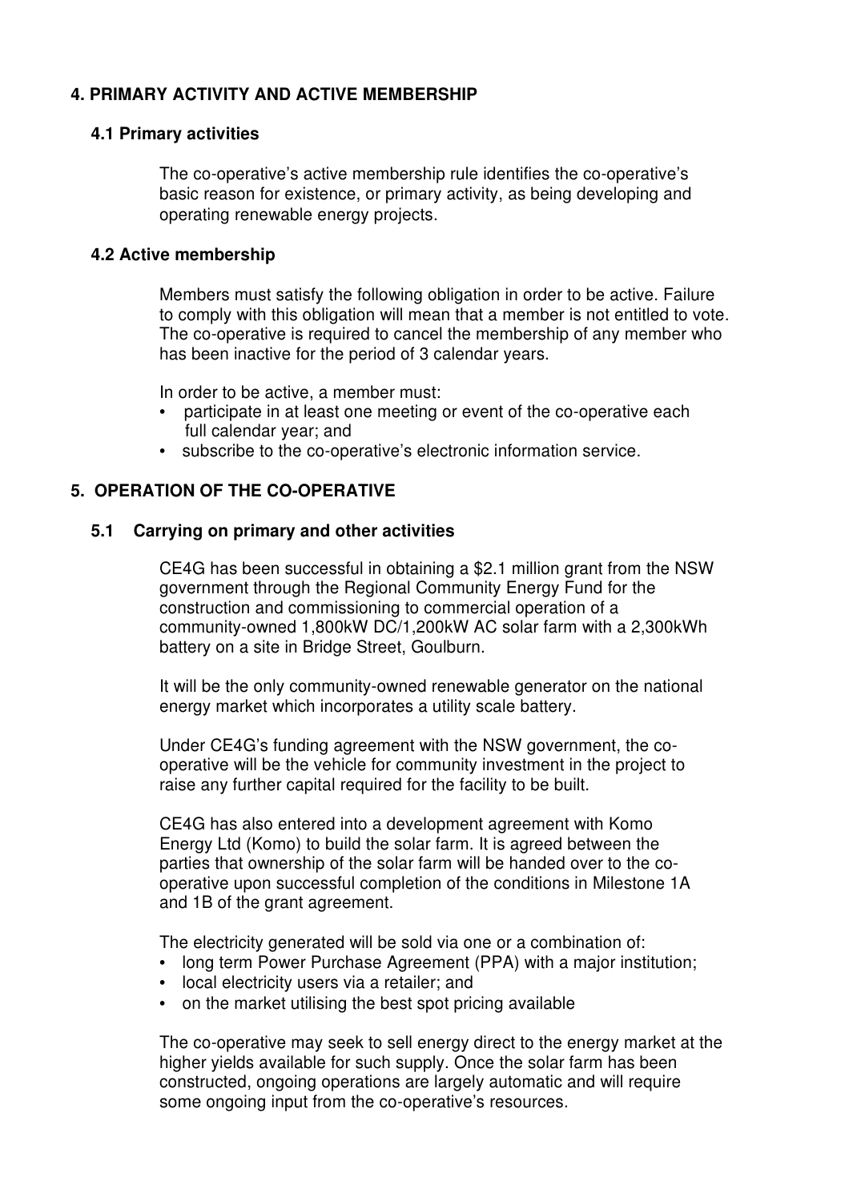## 4. PRIMARY ACTIVITY AND ACTIVE MEMBERSHIP

### 4.1 Primary activities

The co-operative's active membership rule identifies the co-operative's basic reason for existence, or primary activity, as being developing and operating renewable energy projects.

### 4.2 Active membership

Members must satisfy the following obligation in order to be active. Failure to comply with this obligation will mean that a member is not entitled to vote. The co-operative is required to cancel the membership of any member who has been inactive for the period of 3 calendar years.

In order to be active, a member must:

- participate in at least one meeting or event of the co-operative each full calendar year; and
- subscribe to the co-operative's electronic information service.

## 5. OPERATION OF THE CO-OPERATIVE

### 5.1 Carrying on primary and other activities

CE4G has been successful in obtaining a $2.1 million grant from the NSW government through the Regional Community Energy Fund for the construction and commissioning to commercial operation of a community-owned 1,800kW DC/1,200kW AC solar farm with a 2,300kWh battery on a site in Bridge Street, Goulburn.

It will be the only community-owned renewable generator on the national energy market which incorporates a utility scale battery.

Under CE4G's funding agreement with the NSW government, the co-operative will be the vehicle for community investment in the project to raise any further capital required for the facility to be built.

CE4G has also entered into a development agreement with Komo Energy Ltd (Komo) to build the solar farm. It is agreed between the parties that ownership of the solar farm will be handed over to the co-operative upon successful completion of the conditions in Milestone 1A and 1B of the grant agreement.

The electricity generated will be sold via one or a combination of:

- long term Power Purchase Agreement (PPA) with a major institution;
- local electricity users via a retailer; and
- on the market utilising the best spot pricing available

The co-operative may seek to sell energy direct to the energy market at the higher yields available for such supply. Once the solar farm has been constructed, ongoing operations are largely automatic and will require some ongoing input from the co-operative's resources.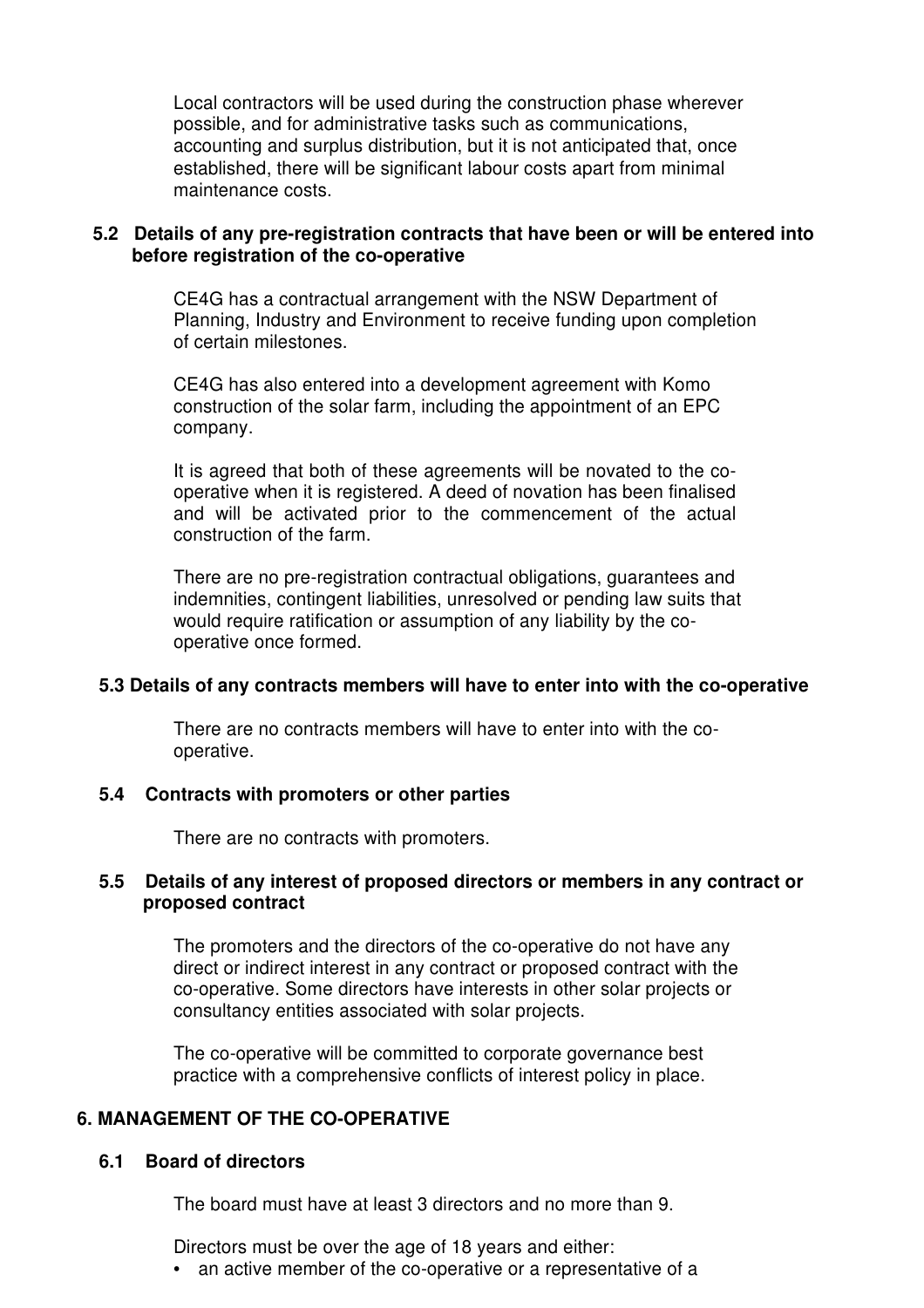Local contractors will be used during the construction phase wherever possible, and for administrative tasks such as communications, accounting and surplus distribution, but it is not anticipated that, once established, there will be significant labour costs apart from minimal maintenance costs.

### 5.2 Details of any pre-registration contracts that have been or will be entered into before registration of the co-operative

CE4G has a contractual arrangement with the NSW Department of Planning, Industry and Environment to receive funding upon completion of certain milestones.

CE4G has also entered into a development agreement with Komo construction of the solar farm, including the appointment of an EPC company.

It is agreed that both of these agreements will be novated to the co-operative when it is registered. A deed of novation has been finalised and will be activated prior to the commencement of the actual construction of the farm.

There are no pre-registration contractual obligations, guarantees and indemnities, contingent liabilities, unresolved or pending law suits that would require ratification or assumption of any liability by the co-operative once formed.

### 5.3 Details of any contracts members will have to enter into with the co-operative

There are no contracts members will have to enter into with the co-operative.

### 5.4 Contracts with promoters or other parties

There are no contracts with promoters.

### 5.5 Details of any interest of proposed directors or members in any contract or proposed contract

The promoters and the directors of the co-operative do not have any direct or indirect interest in any contract or proposed contract with the co-operative. Some directors have interests in other solar projects or consultancy entities associated with solar projects.

The co-operative will be committed to corporate governance best practice with a comprehensive conflicts of interest policy in place.

## 6. MANAGEMENT OF THE CO-OPERATIVE

### 6.1 Board of directors

The board must have at least 3 directors and no more than 9.

Directors must be over the age of 18 years and either:

- an active member of the co-operative or a representative of a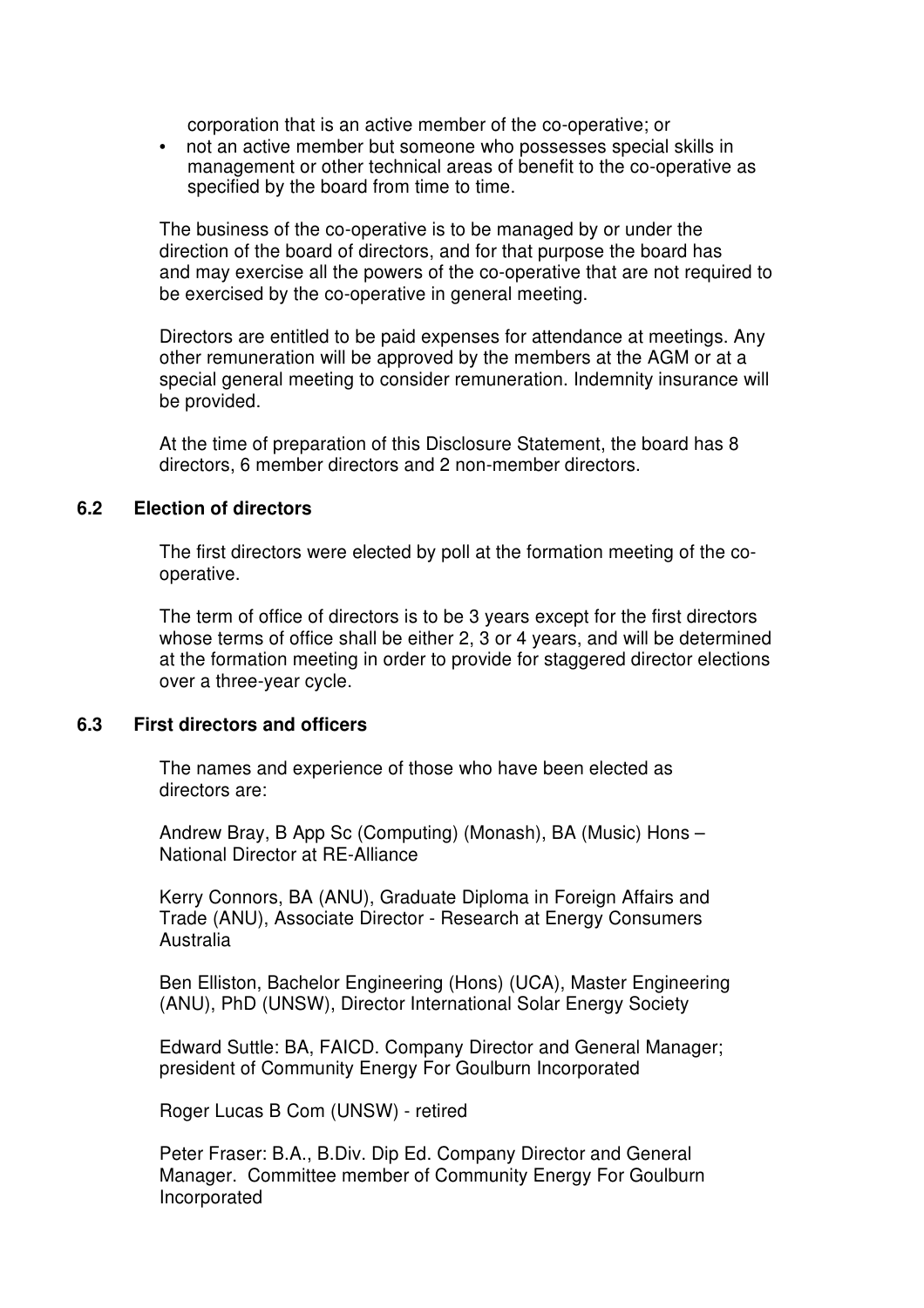corporation that is an active member of the co-operative; or

- not an active member but someone who possesses special skills in management or other technical areas of benefit to the co-operative as specified by the board from time to time.

The business of the co-operative is to be managed by or under the direction of the board of directors, and for that purpose the board has and may exercise all the powers of the co-operative that are not required to be exercised by the co-operative in general meeting.

Directors are entitled to be paid expenses for attendance at meetings. Any other remuneration will be approved by the members at the AGM or at a special general meeting to consider remuneration. Indemnity insurance will be provided.

At the time of preparation of this Disclosure Statement, the board has 8 directors, 6 member directors and 2 non-member directors.

### 6.2 Election of directors

The first directors were elected by poll at the formation meeting of the co-operative.

The term of office of directors is to be 3 years except for the first directors whose terms of office shall be either 2, 3 or 4 years, and will be determined at the formation meeting in order to provide for staggered director elections over a three-year cycle.

### 6.3 First directors and officers

The names and experience of those who have been elected as directors are:

Andrew Bray, B App Sc (Computing) (Monash), BA (Music) Hons – National Director at RE-Alliance

Kerry Connors, BA (ANU), Graduate Diploma in Foreign Affairs and Trade (ANU), Associate Director - Research at Energy Consumers Australia

Ben Elliston, Bachelor Engineering (Hons) (UCA), Master Engineering (ANU), PhD (UNSW), Director International Solar Energy Society

Edward Suttle: BA, FAICD. Company Director and General Manager; president of Community Energy For Goulburn Incorporated

Roger Lucas B Com (UNSW) - retired

Peter Fraser: B.A., B.Div. Dip Ed. Company Director and General Manager. Committee member of Community Energy For Goulburn Incorporated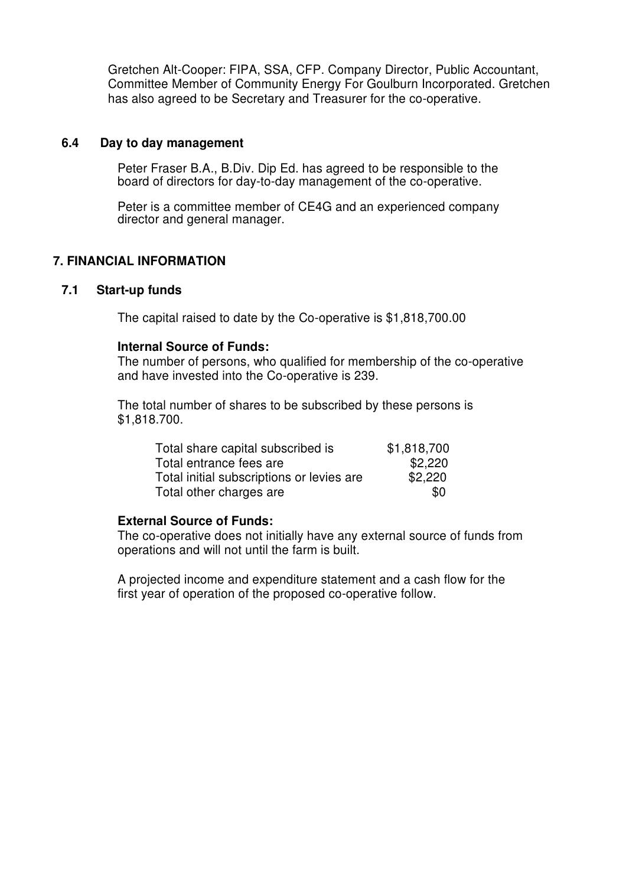Gretchen Alt-Cooper: FIPA, SSA, CFP. Company Director, Public Accountant, Committee Member of Community Energy For Goulburn Incorporated. Gretchen has also agreed to be Secretary and Treasurer for the co-operative.

### 6.4 Day to day management

Peter Fraser B.A., B.Div. Dip Ed. has agreed to be responsible to the board of directors for day-to-day management of the co-operative.

Peter is a committee member of CE4G and an experienced company director and general manager.

## 7. FINANCIAL INFORMATION

### 7.1 Start-up funds

The capital raised to date by the Co-operative is $1,818,700.00

**Internal Source of Funds:**
The number of persons, who qualified for membership of the co-operative and have invested into the Co-operative is 239.

The total number of shares to be subscribed by these persons is $1,818.700.

| | |
|---|---|
| Total share capital subscribed is | $1,818,700 |
| Total entrance fees are | $2,220 |
| Total initial subscriptions or levies are | $2,220 |
| Total other charges are | $0 |

**External Source of Funds:**
The co-operative does not initially have any external source of funds from operations and will not until the farm is built.

A projected income and expenditure statement and a cash flow for the first year of operation of the proposed co-operative follow.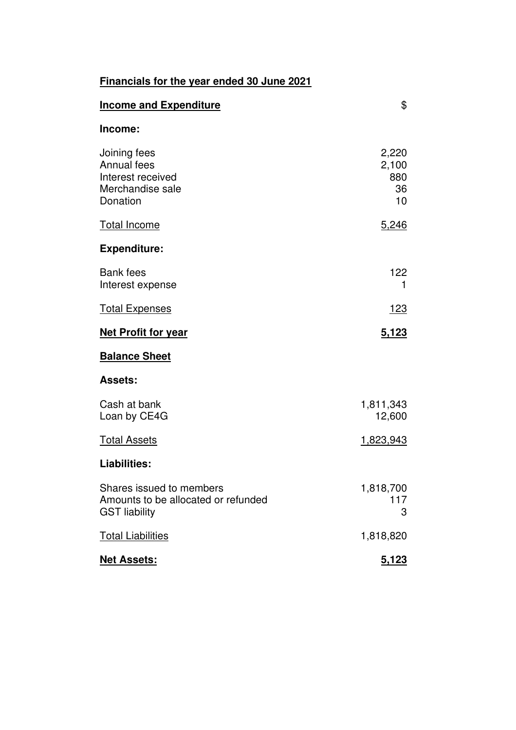## Financials for the year ended 30 June 2021

| **Income and Expenditure** | $ |
|---|---|
| **Income:** | |
| Joining fees | 2,220 |
| Annual fees | 2,100 |
| Interest received | 880 |
| Merchandise sale | 36 |
| Donation | 10 |
| Total Income | 5,246 |
| **Expenditure:** | |
| Bank fees | 122 |
| Interest expense | 1 |
| Total Expenses | 123 |
| **Net Profit for year** | **5,123** |

| **Balance Sheet** | |
|---|---|
| **Assets:** | |
| Cash at bank | 1,811,343 |
| Loan by CE4G | 12,600 |
| Total Assets | 1,823,943 |
| **Liabilities:** | |
| Shares issued to members | 1,818,700 |
| Amounts to be allocated or refunded | 117 |
| GST liability | 3 |
| Total Liabilities | 1,818,820 |
| **Net Assets:** | **5,123** |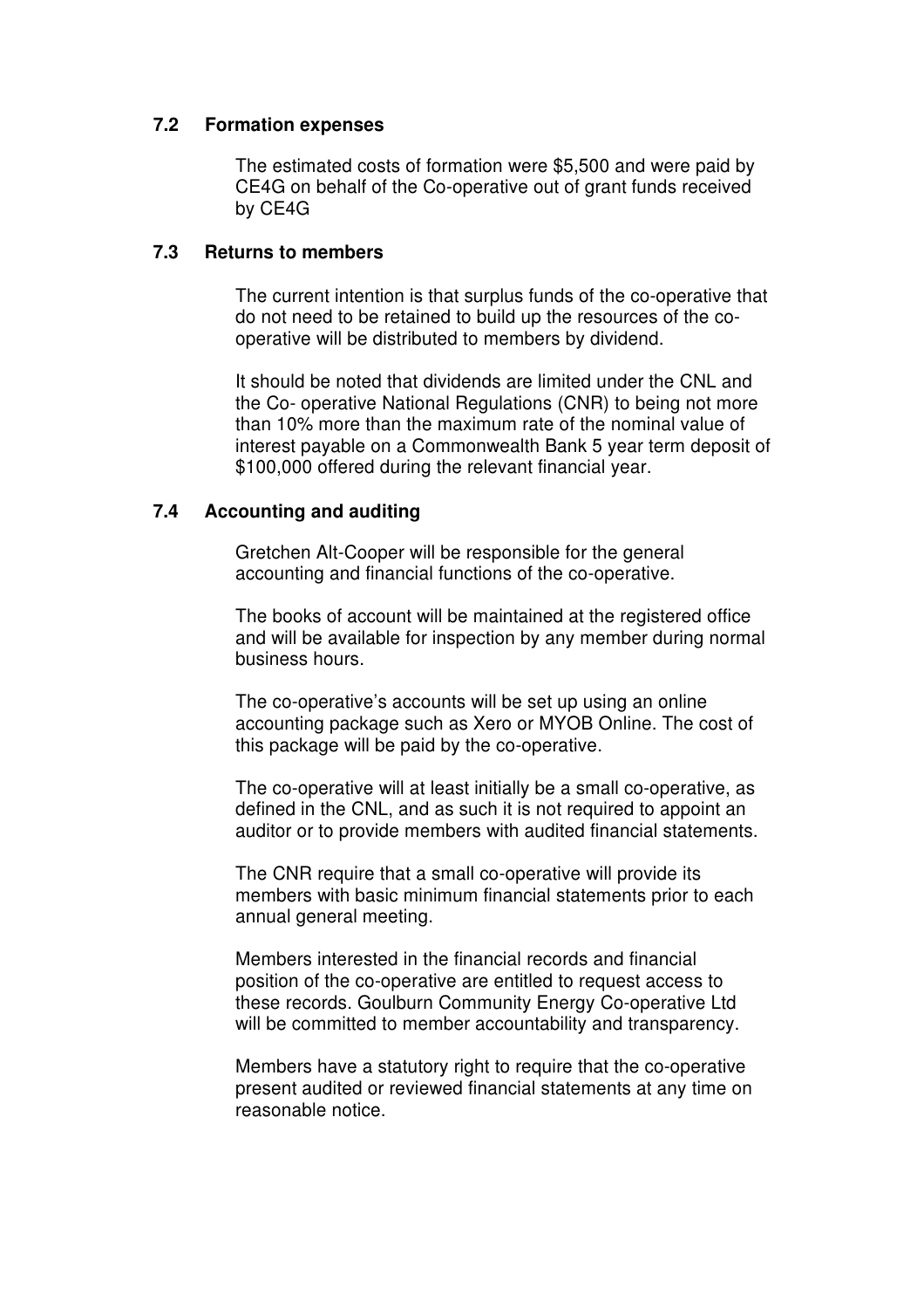### 7.2 Formation expenses

The estimated costs of formation were $5,500 and were paid by CE4G on behalf of the Co-operative out of grant funds received by CE4G

### 7.3 Returns to members

The current intention is that surplus funds of the co-operative that do not need to be retained to build up the resources of the co-operative will be distributed to members by dividend.

It should be noted that dividends are limited under the CNL and the Co- operative National Regulations (CNR) to being not more than 10% more than the maximum rate of the nominal value of interest payable on a Commonwealth Bank 5 year term deposit of $100,000 offered during the relevant financial year.

### 7.4 Accounting and auditing

Gretchen Alt-Cooper will be responsible for the general accounting and financial functions of the co-operative.

The books of account will be maintained at the registered office and will be available for inspection by any member during normal business hours.

The co-operative's accounts will be set up using an online accounting package such as Xero or MYOB Online. The cost of this package will be paid by the co-operative.

The co-operative will at least initially be a small co-operative, as defined in the CNL, and as such it is not required to appoint an auditor or to provide members with audited financial statements.

The CNR require that a small co-operative will provide its members with basic minimum financial statements prior to each annual general meeting.

Members interested in the financial records and financial position of the co-operative are entitled to request access to these records. Goulburn Community Energy Co-operative Ltd will be committed to member accountability and transparency.

Members have a statutory right to require that the co-operative present audited or reviewed financial statements at any time on reasonable notice.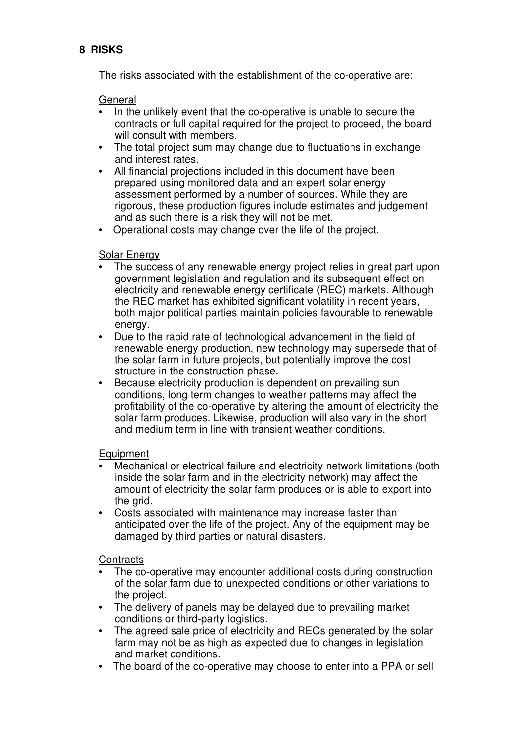## 8 RISKS

The risks associated with the establishment of the co-operative are:

General

- In the unlikely event that the co-operative is unable to secure the contracts or full capital required for the project to proceed, the board will consult with members.
- The total project sum may change due to fluctuations in exchange and interest rates.
- All financial projections included in this document have been prepared using monitored data and an expert solar energy assessment performed by a number of sources. While they are rigorous, these production figures include estimates and judgement and as such there is a risk they will not be met.
- Operational costs may change over the life of the project.

Solar Energy

- The success of any renewable energy project relies in great part upon government legislation and regulation and its subsequent effect on electricity and renewable energy certificate (REC) markets. Although the REC market has exhibited significant volatility in recent years, both major political parties maintain policies favourable to renewable energy.
- Due to the rapid rate of technological advancement in the field of renewable energy production, new technology may supersede that of the solar farm in future projects, but potentially improve the cost structure in the construction phase.
- Because electricity production is dependent on prevailing sun conditions, long term changes to weather patterns may affect the profitability of the co-operative by altering the amount of electricity the solar farm produces. Likewise, production will also vary in the short and medium term in line with transient weather conditions.

Equipment

- Mechanical or electrical failure and electricity network limitations (both inside the solar farm and in the electricity network) may affect the amount of electricity the solar farm produces or is able to export into the grid.
- Costs associated with maintenance may increase faster than anticipated over the life of the project. Any of the equipment may be damaged by third parties or natural disasters.

Contracts

- The co-operative may encounter additional costs during construction of the solar farm due to unexpected conditions or other variations to the project.
- The delivery of panels may be delayed due to prevailing market conditions or third-party logistics.
- The agreed sale price of electricity and RECs generated by the solar farm may not be as high as expected due to changes in legislation and market conditions.
- The board of the co-operative may choose to enter into a PPA or sell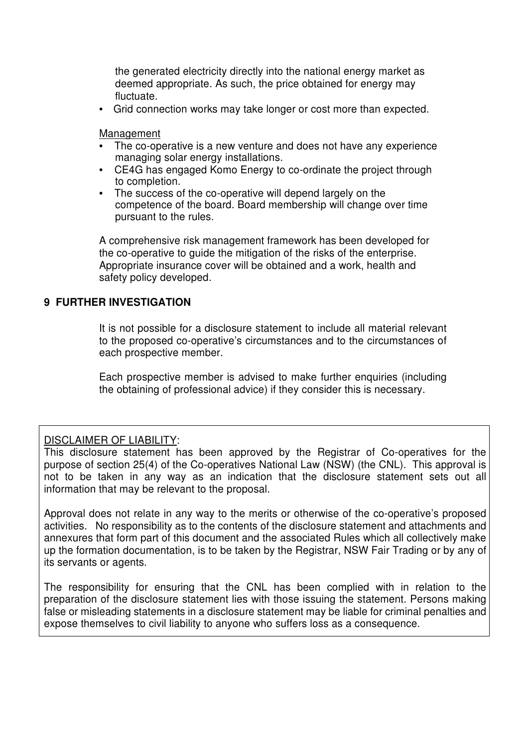the generated electricity directly into the national energy market as deemed appropriate. As such, the price obtained for energy may fluctuate.

- Grid connection works may take longer or cost more than expected.

Management

- The co-operative is a new venture and does not have any experience managing solar energy installations.
- CE4G has engaged Komo Energy to co-ordinate the project through to completion.
- The success of the co-operative will depend largely on the competence of the board. Board membership will change over time pursuant to the rules.

A comprehensive risk management framework has been developed for the co-operative to guide the mitigation of the risks of the enterprise. Appropriate insurance cover will be obtained and a work, health and safety policy developed.

## 9 FURTHER INVESTIGATION

It is not possible for a disclosure statement to include all material relevant to the proposed co-operative's circumstances and to the circumstances of each prospective member.

Each prospective member is advised to make further enquiries (including the obtaining of professional advice) if they consider this is necessary.

DISCLAIMER OF LIABILITY:
This disclosure statement has been approved by the Registrar of Co-operatives for the purpose of section 25(4) of the Co-operatives National Law (NSW) (the CNL). This approval is not to be taken in any way as an indication that the disclosure statement sets out all information that may be relevant to the proposal.

Approval does not relate in any way to the merits or otherwise of the co-operative's proposed activities. No responsibility as to the contents of the disclosure statement and attachments and annexures that form part of this document and the associated Rules which all collectively make up the formation documentation, is to be taken by the Registrar, NSW Fair Trading or by any of its servants or agents.

The responsibility for ensuring that the CNL has been complied with in relation to the preparation of the disclosure statement lies with those issuing the statement. Persons making false or misleading statements in a disclosure statement may be liable for criminal penalties and expose themselves to civil liability to anyone who suffers loss as a consequence.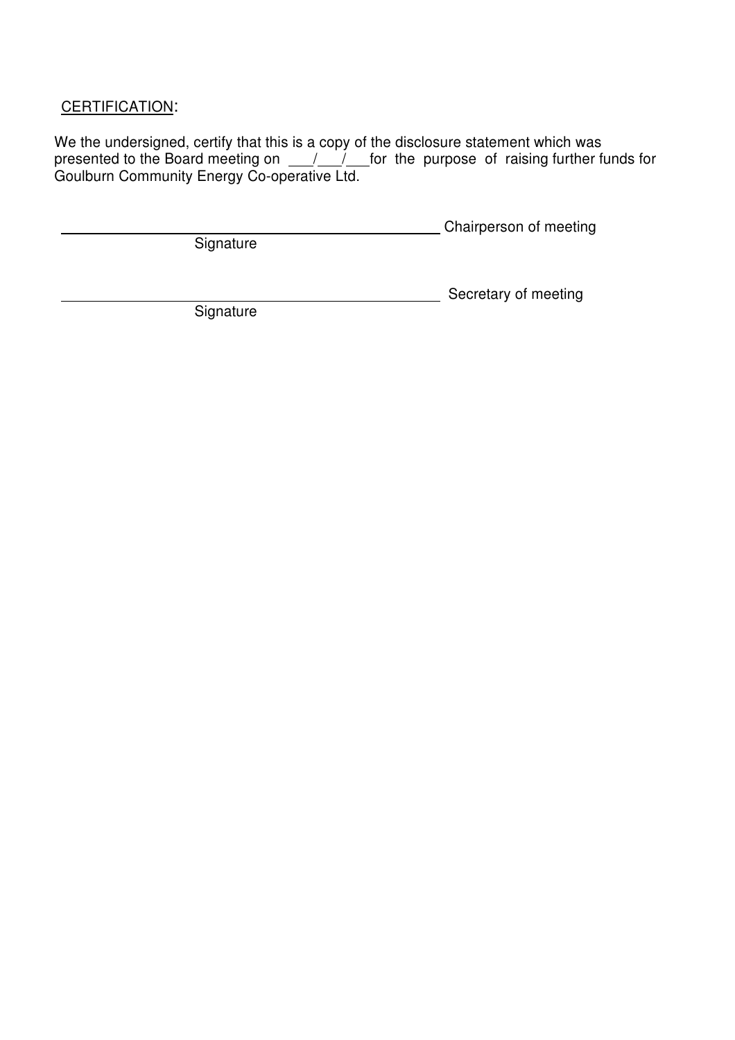CERTIFICATION:

We the undersigned, certify that this is a copy of the disclosure statement which was presented to the Board meeting on \_\_\_/\_\_\_/\_\_\_ for the purpose of raising further funds for Goulburn Community Energy Co-operative Ltd.

\_\_\_\_\_\_\_\_\_\_\_\_\_\_\_\_\_\_\_\_\_\_\_\_\_\_\_\_\_\_\_\_\_\_\_\_\_\_\_\_ Chairperson of meeting

Signature

\_\_\_\_\_\_\_\_\_\_\_\_\_\_\_\_\_\_\_\_\_\_\_\_\_\_\_\_\_\_\_\_\_\_\_\_\_\_\_\_ Secretary of meeting

Signature